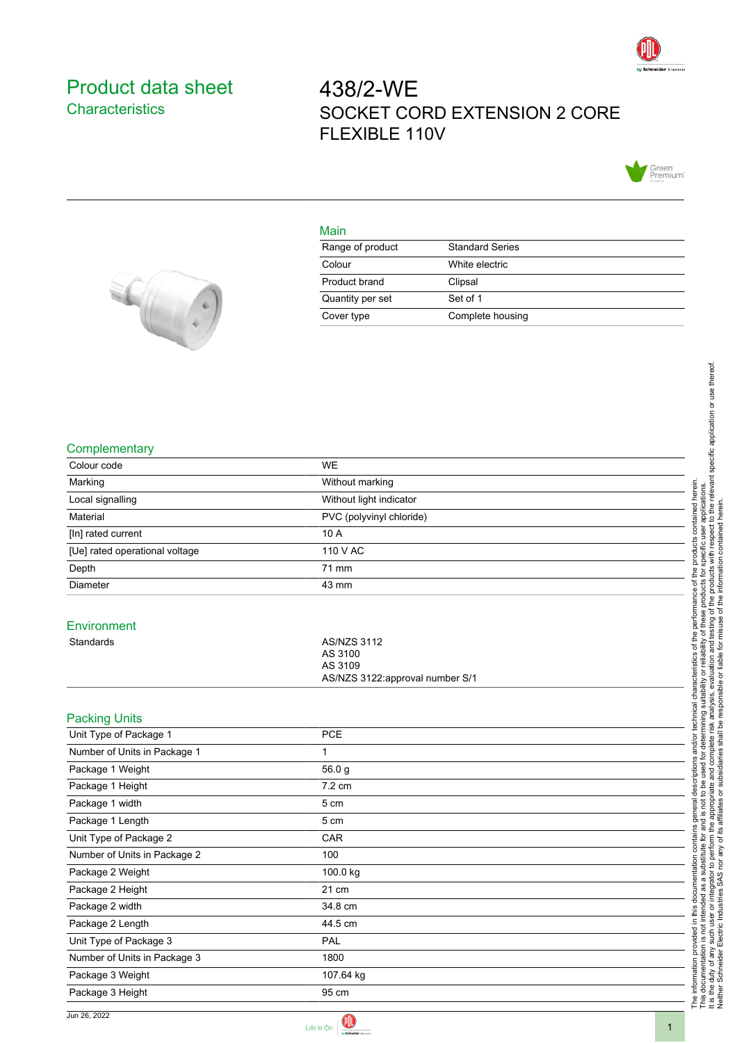# Product data sheet

## Characteristics

# 438/2-WE

SOCKET CORD EXTENSION 2 CORE FLEXIBLE 110V

## Main

| | |
|---|---|
| Range of product | Standard Series |
| Colour | White electric |
| Product brand | Clipsal |
| Quantity per set | Set of 1 |
| Cover type | Complete housing |

## Complementary

| | |
|---|---|
| Colour code | WE |
| Marking | Without marking |
| Local signalling | Without light indicator |
| Material | PVC (polyvinyl chloride) |
| [In] rated current | 10 A |
| [Ue] rated operational voltage | 110 V AC |
| Depth | 71 mm |
| Diameter | 43 mm |

## Environment

| | |
|---|---|
| Standards | AS/NZS 3112<br>AS 3100<br>AS 3109<br>AS/NZS 3122:approval number S/1 |

## Packing Units

| | |
|---|---|
| Unit Type of Package 1 | PCE |
| Number of Units in Package 1 | 1 |
| Package 1 Weight | 56.0 g |
| Package 1 Height | 7.2 cm |
| Package 1 width | 5 cm |
| Package 1 Length | 5 cm |
| Unit Type of Package 2 | CAR |
| Number of Units in Package 2 | 100 |
| Package 2 Weight | 100.0 kg |
| Package 2 Height | 21 cm |
| Package 2 width | 34.8 cm |
| Package 2 Length | 44.5 cm |
| Unit Type of Package 3 | PAL |
| Number of Units in Package 3 | 1800 |
| Package 3 Weight | 107.64 kg |
| Package 3 Height | 95 cm |

The information provided in this documentation contains general descriptions and/or technical characteristics of the performance of the products contained herein.
This documentation is not intended as a substitute for and is not to be used for determining suitability or reliability of these products for specific user applications.
It is the duty of any such user or integrator to perform the appropriate and complete risk analysis, evaluation and testing of the products with respect to the relevant specific application or use thereof.
Neither Schneider Electric Industries SAS nor any of its affiliates or subsidiaries shall be responsible or liable for misuse of the information contained herein.

Jun 26, 2022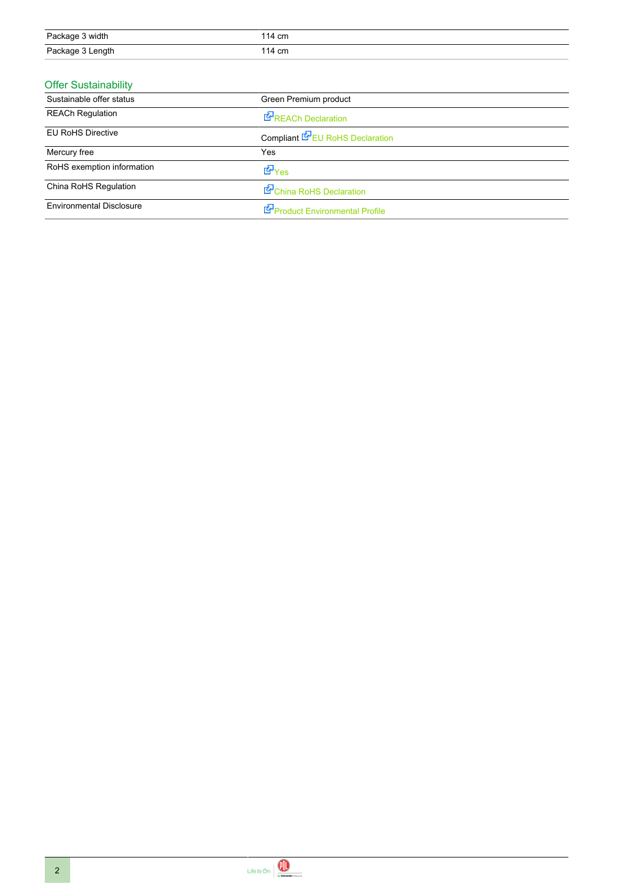| | |
| --- | --- |
| Package 3 width | 114 cm |
| Package 3 Length | 114 cm |

## Offer Sustainability

| | |
| --- | --- |
| Sustainable offer status | Green Premium product |
| REACh Regulation | REACh Declaration |
| EU RoHS Directive | Compliant EU RoHS Declaration |
| Mercury free | Yes |
| RoHS exemption information | Yes |
| China RoHS Regulation | China RoHS Declaration |
| Environmental Disclosure | Product Environmental Profile |